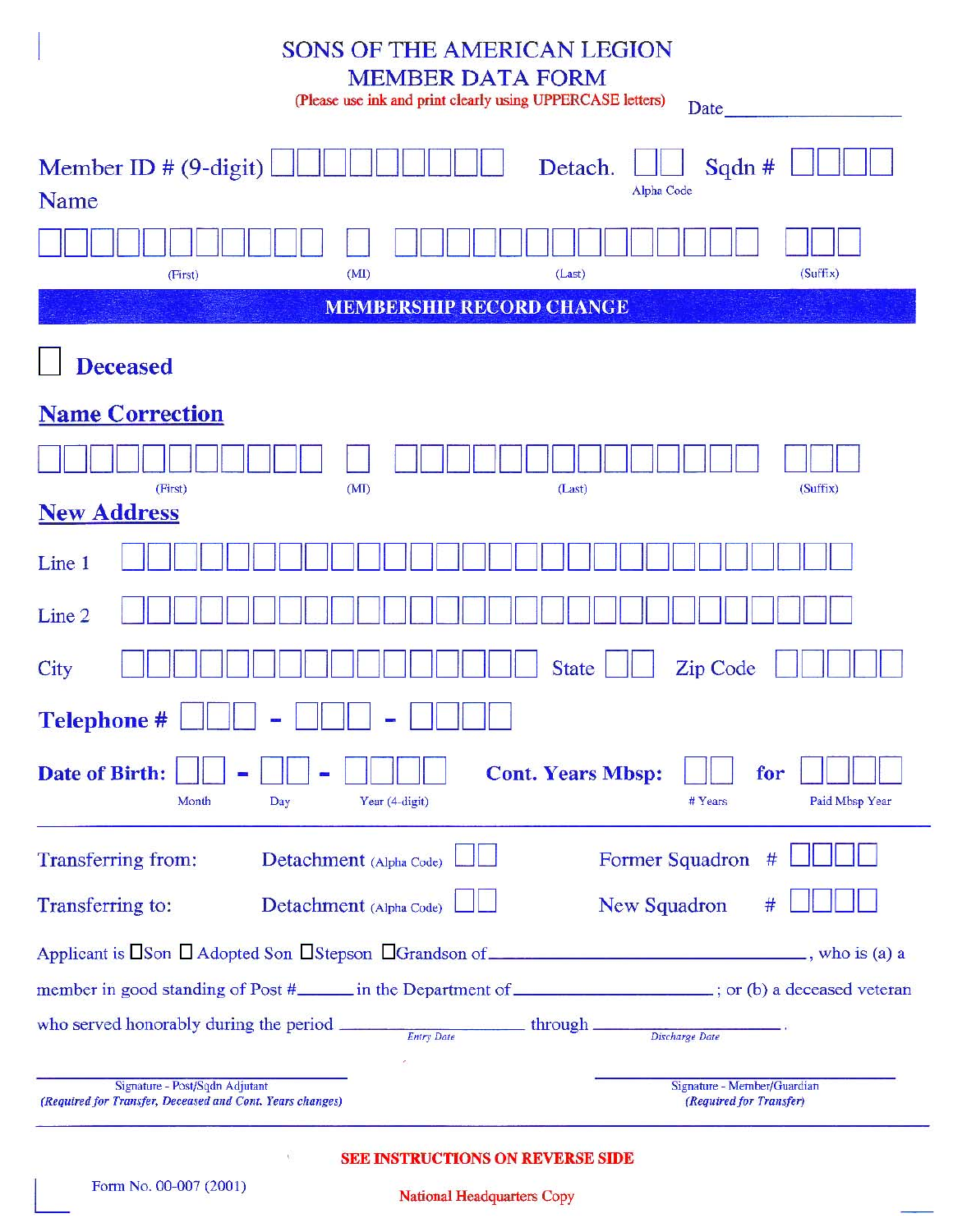# SONS OF THE AMERICAN LEGION
# MEMBER DATA FORM

(Please use ink and print clearly using UPPERCASE letters)

Date ____________________

Member ID # (9-digit) ☐☐☐☐☐☐☐☐☐ Detach. ☐☐ (Alpha Code) Sqdn # ☐☐☐☐

Name

☐☐☐☐☐☐☐☐☐☐☐ (First) ☐ (MI) ☐☐☐☐☐☐☐☐☐☐☐☐☐☐ (Last) ☐☐☐ (Suffix)

## MEMBERSHIP RECORD CHANGE

☐ **Deceased**

**Name Correction**

☐☐☐☐☐☐☐☐☐☐☐ (First) ☐ (MI) ☐☐☐☐☐☐☐☐☐☐☐☐☐☐ (Last) ☐☐☐ (Suffix)

**New Address**

Line 1 ☐☐☐☐☐☐☐☐☐☐☐☐☐☐☐☐☐☐☐☐☐☐☐☐☐☐☐☐

Line 2 ☐☐☐☐☐☐☐☐☐☐☐☐☐☐☐☐☐☐☐☐☐☐☐☐☐☐☐☐

City ☐☐☐☐☐☐☐☐☐☐☐☐☐☐☐☐ State ☐☐ Zip Code ☐☐☐☐☐

**Telephone #** ☐☐☐ - ☐☐☐ - ☐☐☐☐

**Date of Birth:** ☐☐ (Month) - ☐☐ (Day) - ☐☐☐☐ (Year (4-digit)) **Cont. Years Mbsp:** ☐☐ (# Years) **for** ☐☐☐☐ (Paid Mbsp Year)

---

Transferring from: Detachment (Alpha Code) ☐☐ Former Squadron # ☐☐☐☐

Transferring to: Detachment (Alpha Code) ☐☐ New Squadron # ☐☐☐☐

Applicant is ☐Son ☐ Adopted Son ☐Stepson ☐Grandson of ______________________________, who is (a) a member in good standing of Post #______ in the Department of ____________________; or (b) a deceased veteran who served honorably during the period ____________ (Entry Date) through ____________ (Discharge Date).

______________________________
Signature - Post/Sqdn Adjutant
*(Required for Transfer, Deceased and Cont. Years changes)*

______________________________
Signature - Member/Guardian
*(Required for Transfer)*

---

**SEE INSTRUCTIONS ON REVERSE SIDE**

Form No. 00-007 (2001)

National Headquarters Copy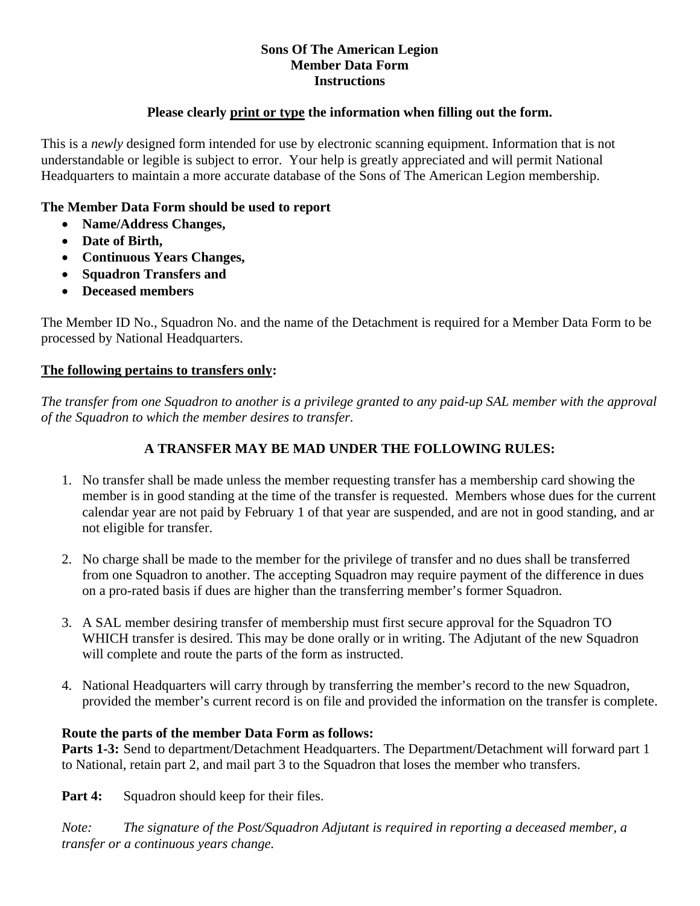**Sons Of The American Legion**
**Member Data Form**
**Instructions**

**Please clearly <u>print or type</u> the information when filling out the form.**

This is a *newly* designed form intended for use by electronic scanning equipment. Information that is not understandable or legible is subject to error. Your help is greatly appreciated and will permit National Headquarters to maintain a more accurate database of the Sons of The American Legion membership.

**The Member Data Form should be used to report**

- **Name/Address Changes,**
- **Date of Birth,**
- **Continuous Years Changes,**
- **Squadron Transfers and**
- **Deceased members**

The Member ID No., Squadron No. and the name of the Detachment is required for a Member Data Form to be processed by National Headquarters.

**<u>The following pertains to transfers only</u>:**

*The transfer from one Squadron to another is a privilege granted to any paid-up SAL member with the approval of the Squadron to which the member desires to transfer.*

**A TRANSFER MAY BE MAD UNDER THE FOLLOWING RULES:**

1. No transfer shall be made unless the member requesting transfer has a membership card showing the member is in good standing at the time of the transfer is requested. Members whose dues for the current calendar year are not paid by February 1 of that year are suspended, and are not in good standing, and ar not eligible for transfer.

2. No charge shall be made to the member for the privilege of transfer and no dues shall be transferred from one Squadron to another. The accepting Squadron may require payment of the difference in dues on a pro-rated basis if dues are higher than the transferring member's former Squadron.

3. A SAL member desiring transfer of membership must first secure approval for the Squadron TO WHICH transfer is desired. This may be done orally or in writing. The Adjutant of the new Squadron will complete and route the parts of the form as instructed.

4. National Headquarters will carry through by transferring the member's record to the new Squadron, provided the member's current record is on file and provided the information on the transfer is complete.

**Route the parts of the member Data Form as follows:**

**Parts 1-3:** Send to department/Detachment Headquarters. The Department/Detachment will forward part 1 to National, retain part 2, and mail part 3 to the Squadron that loses the member who transfers.

**Part 4:** Squadron should keep for their files.

*Note: The signature of the Post/Squadron Adjutant is required in reporting a deceased member, a transfer or a continuous years change.*